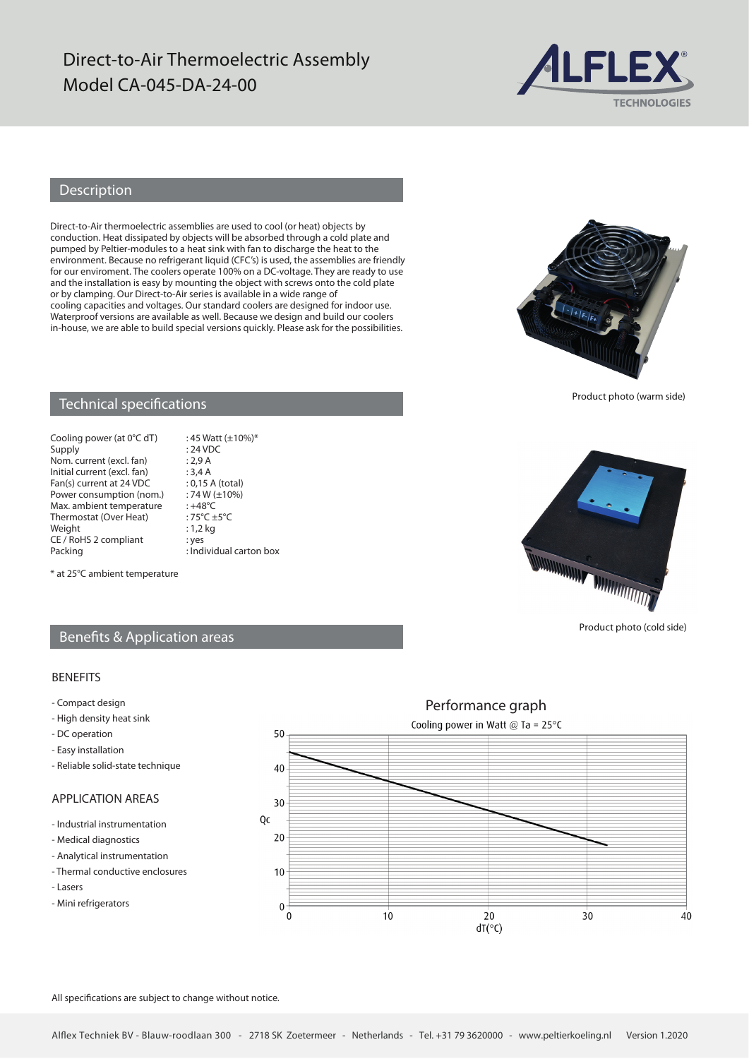# Direct-to-Air Thermoelectric Assembly
# Model CA-045-DA-24-00

## Description

Direct-to-Air thermoelectric assemblies are used to cool (or heat) objects by conduction. Heat dissipated by objects will be absorbed through a cold plate and pumped by Peltier-modules to a heat sink with fan to discharge the heat to the environment. Because no refrigerant liquid (CFC's) is used, the assemblies are friendly for our enviroment. The coolers operate 100% on a DC-voltage. They are ready to use and the installation is easy by mounting the object with screws onto the cold plate or by clamping. Our Direct-to-Air series is available in a wide range of cooling capacities and voltages. Our standard coolers are designed for indoor use. Waterproof versions are available as well. Because we design and build our coolers in-house, we are able to build special versions quickly. Please ask for the possibilities.

Product photo (warm side)

## Technical specifications

| | |
|---|---|
| Cooling power (at 0°C dT) | : 45 Watt (±10%)* |
| Supply | : 24 VDC |
| Nom. current (excl. fan) | : 2,9 A |
| Initial current (excl. fan) | : 3,4 A |
| Fan(s) current at 24 VDC | : 0,15 A (total) |
| Power consumption (nom.) | : 74 W (±10%) |
| Max. ambient temperature | : +48°C |
| Thermostat (Over Heat) | : 75°C ±5°C |
| Weight | : 1,2 kg |
| CE / RoHS 2 compliant | : yes |
| Packing | : Individual carton box |

\* at 25°C ambient temperature

Product photo (cold side)

## Benefits & Application areas

### BENEFITS

- Compact design
- High density heat sink
- DC operation
- Easy installation
- Reliable solid-state technique

### APPLICATION AREAS

- Industrial instrumentation
- Medical diagnostics
- Analytical instrumentation
- Thermal conductive enclosures
- Lasers
- Mini refrigerators

### Performance graph

Cooling power in Watt @ Ta = 25°C

(Graph: Qc versus dT(°C); Qc axis 0–50, dT axis 0–40)

All specifications are subject to change without notice.

Alflex Techniek BV - Blauw-roodlaan 300 - 2718 SK Zoetermeer - Netherlands - Tel. +31 79 3620000 - www.peltierkoeling.nl Version 1.2020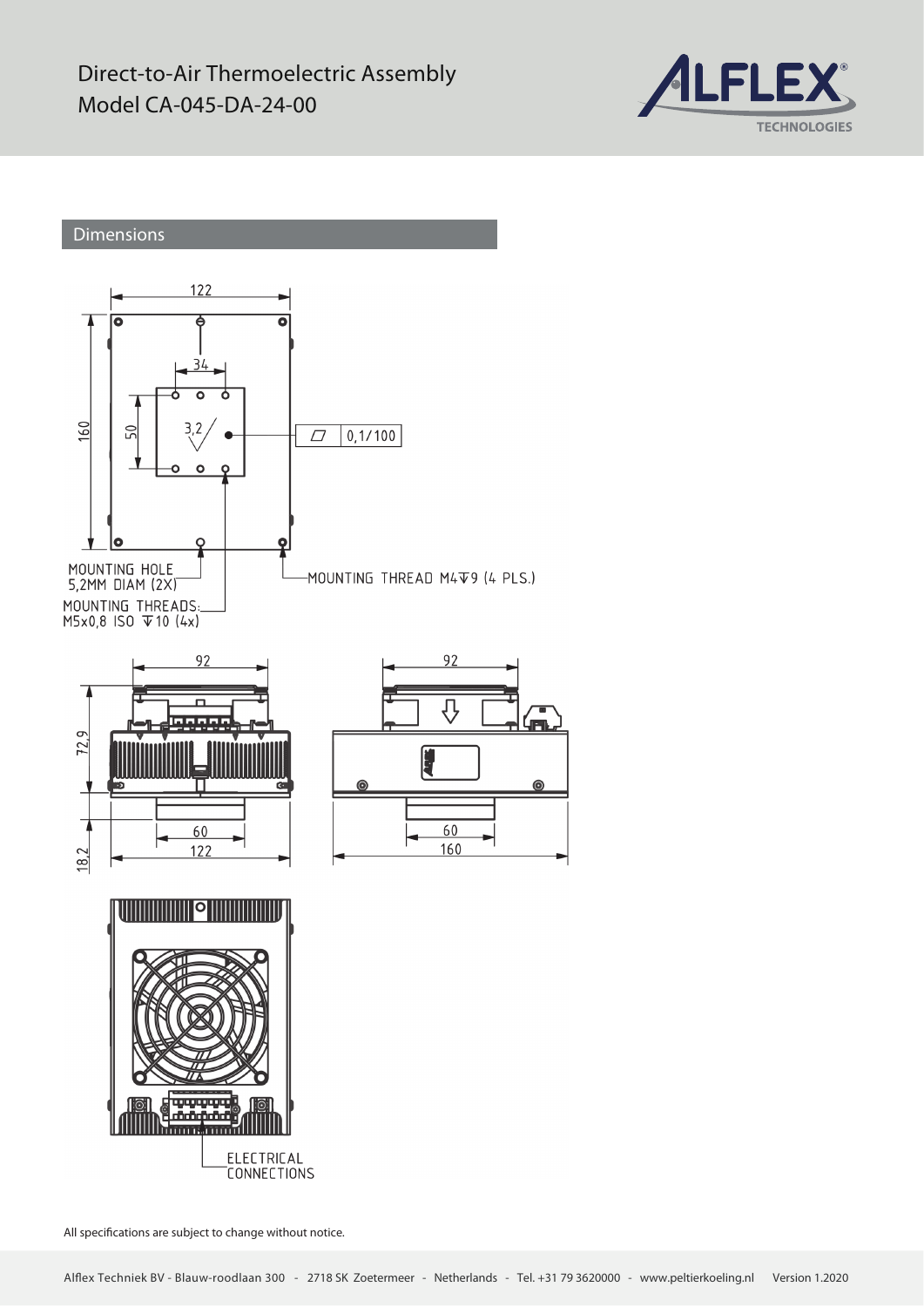# Direct-to-Air Thermoelectric Assembly
# Model CA-045-DA-24-00

## Dimensions

122

34

160

50

3,2

0,1/100

MOUNTING HOLE
5,2MM DIAM (2X)

MOUNTING THREAD M4↧9 (4 PLS.)

MOUNTING THREADS:
M5x0,8 ISO ↧10 (4x)

92

72,9

18,2

60

122

92

60

160

ELECTRICAL
CONNECTIONS

All specifications are subject to change without notice.

Alflex Techniek BV - Blauw-roodlaan 300 - 2718 SK Zoetermeer - Netherlands - Tel. +31 79 3620000 - www.peltierkoeling.nl Version 1.2020